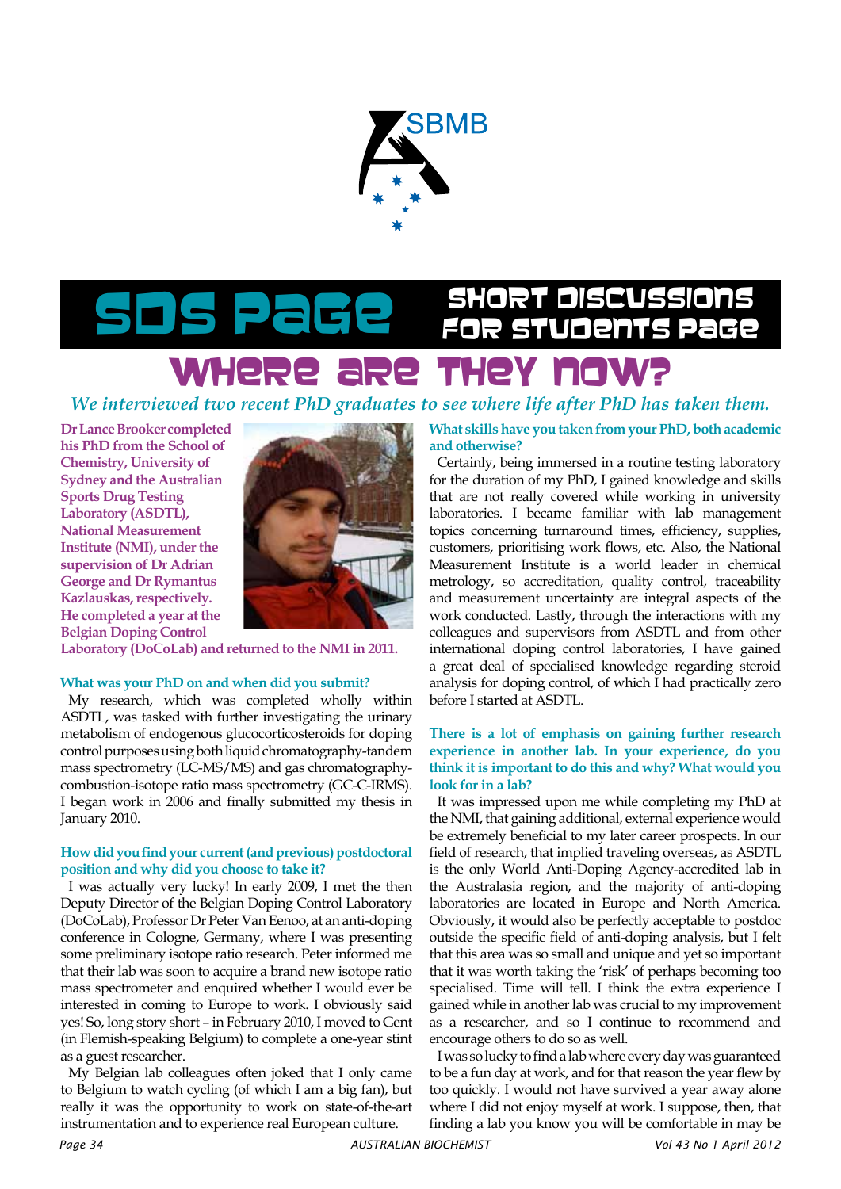# SDS Page

## Short Discussions for Students Page

# Where are they now?

*We interviewed two recent PhD graduates to see where life after PhD has taken them.*

**Dr Lance Brooker completed his PhD from the School of Chemistry, University of Sydney and the Australian Sports Drug Testing Laboratory (ASDTL), National Measurement Institute (NMI), under the supervision of Dr Adrian George and Dr Rymantus Kazlauskas, respectively. He completed a year at the Belgian Doping Control Laboratory (DoCoLab) and returned to the NMI in 2011.**

### What was your PhD on and when did you submit?

My research, which was completed wholly within ASDTL, was tasked with further investigating the urinary metabolism of endogenous glucocorticosteroids for doping control purposes using both liquid chromatography-tandem mass spectrometry (LC-MS/MS) and gas chromatography-combustion-isotope ratio mass spectrometry (GC-C-IRMS). I began work in 2006 and finally submitted my thesis in January 2010.

### How did you find your current (and previous) postdoctoral position and why did you choose to take it?

I was actually very lucky! In early 2009, I met the then Deputy Director of the Belgian Doping Control Laboratory (DoCoLab), Professor Dr Peter Van Eenoo, at an anti-doping conference in Cologne, Germany, where I was presenting some preliminary isotope ratio research. Peter informed me that their lab was soon to acquire a brand new isotope ratio mass spectrometer and enquired whether I would ever be interested in coming to Europe to work. I obviously said yes! So, long story short – in February 2010, I moved to Gent (in Flemish-speaking Belgium) to complete a one-year stint as a guest researcher.

My Belgian lab colleagues often joked that I only came to Belgium to watch cycling (of which I am a big fan), but really it was the opportunity to work on state-of-the-art instrumentation and to experience real European culture.

### What skills have you taken from your PhD, both academic and otherwise?

Certainly, being immersed in a routine testing laboratory for the duration of my PhD, I gained knowledge and skills that are not really covered while working in university laboratories. I became familiar with lab management topics concerning turnaround times, efficiency, supplies, customers, prioritising work flows, etc. Also, the National Measurement Institute is a world leader in chemical metrology, so accreditation, quality control, traceability and measurement uncertainty are integral aspects of the work conducted. Lastly, through the interactions with my colleagues and supervisors from ASDTL and from other international doping control laboratories, I have gained a great deal of specialised knowledge regarding steroid analysis for doping control, of which I had practically zero before I started at ASDTL.

### There is a lot of emphasis on gaining further research experience in another lab. In your experience, do you think it is important to do this and why? What would you look for in a lab?

It was impressed upon me while completing my PhD at the NMI, that gaining additional, external experience would be extremely beneficial to my later career prospects. In our field of research, that implied traveling overseas, as ASDTL is the only World Anti-Doping Agency-accredited lab in the Australasia region, and the majority of anti-doping laboratories are located in Europe and North America. Obviously, it would also be perfectly acceptable to postdoc outside the specific field of anti-doping analysis, but I felt that this area was so small and unique and yet so important that it was worth taking the 'risk' of perhaps becoming too specialised. Time will tell. I think the extra experience I gained while in another lab was crucial to my improvement as a researcher, and so I continue to recommend and encourage others to do so as well.

I was so lucky to find a lab where every day was guaranteed to be a fun day at work, and for that reason the year flew by too quickly. I would not have survived a year away alone where I did not enjoy myself at work. I suppose, then, that finding a lab you know you will be comfortable in may be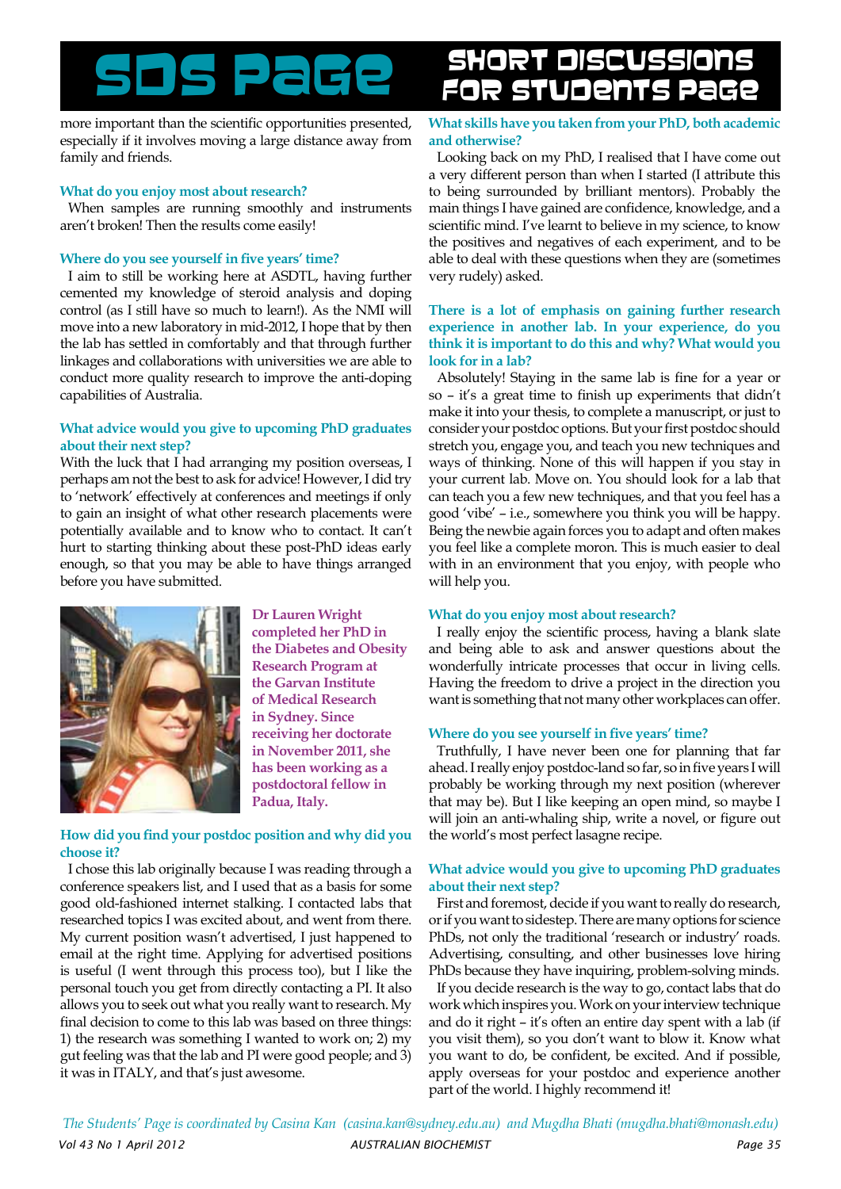# SDS Page

## Short Discussions for Students Page

more important than the scientific opportunities presented, especially if it involves moving a large distance away from family and friends.

### What do you enjoy most about research?

When samples are running smoothly and instruments aren't broken! Then the results come easily!

### Where do you see yourself in five years' time?

I aim to still be working here at ASDTL, having further cemented my knowledge of steroid analysis and doping control (as I still have so much to learn!). As the NMI will move into a new laboratory in mid-2012, I hope that by then the lab has settled in comfortably and that through further linkages and collaborations with universities we are able to conduct more quality research to improve the anti-doping capabilities of Australia.

### What advice would you give to upcoming PhD graduates about their next step?

With the luck that I had arranging my position overseas, I perhaps am not the best to ask for advice! However, I did try to 'network' effectively at conferences and meetings if only to gain an insight of what other research placements were potentially available and to know who to contact. It can't hurt to starting thinking about these post-PhD ideas early enough, so that you may be able to have things arranged before you have submitted.

**Dr Lauren Wright completed her PhD in the Diabetes and Obesity Research Program at the Garvan Institute of Medical Research in Sydney. Since receiving her doctorate in November 2011, she has been working as a postdoctoral fellow in Padua, Italy.**

### How did you find your postdoc position and why did you choose it?

I chose this lab originally because I was reading through a conference speakers list, and I used that as a basis for some good old-fashioned internet stalking. I contacted labs that researched topics I was excited about, and went from there. My current position wasn't advertised, I just happened to email at the right time. Applying for advertised positions is useful (I went through this process too), but I like the personal touch you get from directly contacting a PI. It also allows you to seek out what you really want to research. My final decision to come to this lab was based on three things: 1) the research was something I wanted to work on; 2) my gut feeling was that the lab and PI were good people; and 3) it was in ITALY, and that's just awesome.

### What skills have you taken from your PhD, both academic and otherwise?

Looking back on my PhD, I realised that I have come out a very different person than when I started (I attribute this to being surrounded by brilliant mentors). Probably the main things I have gained are confidence, knowledge, and a scientific mind. I've learnt to believe in my science, to know the positives and negatives of each experiment, and to be able to deal with these questions when they are (sometimes very rudely) asked.

### There is a lot of emphasis on gaining further research experience in another lab. In your experience, do you think it is important to do this and why? What would you look for in a lab?

Absolutely! Staying in the same lab is fine for a year or so – it's a great time to finish up experiments that didn't make it into your thesis, to complete a manuscript, or just to consider your postdoc options. But your first postdoc should stretch you, engage you, and teach you new techniques and ways of thinking. None of this will happen if you stay in your current lab. Move on. You should look for a lab that can teach you a few new techniques, and that you feel has a good 'vibe' – i.e., somewhere you think you will be happy. Being the newbie again forces you to adapt and often makes you feel like a complete moron. This is much easier to deal with in an environment that you enjoy, with people who will help you.

### What do you enjoy most about research?

I really enjoy the scientific process, having a blank slate and being able to ask and answer questions about the wonderfully intricate processes that occur in living cells. Having the freedom to drive a project in the direction you want is something that not many other workplaces can offer.

### Where do you see yourself in five years' time?

Truthfully, I have never been one for planning that far ahead. I really enjoy postdoc-land so far, so in five years I will probably be working through my next position (wherever that may be). But I like keeping an open mind, so maybe I will join an anti-whaling ship, write a novel, or figure out the world's most perfect lasagne recipe.

### What advice would you give to upcoming PhD graduates about their next step?

First and foremost, decide if you want to really do research, or if you want to sidestep. There are many options for science PhDs, not only the traditional 'research or industry' roads. Advertising, consulting, and other businesses love hiring PhDs because they have inquiring, problem-solving minds.

If you decide research is the way to go, contact labs that do work which inspires you. Work on your interview technique and do it right – it's often an entire day spent with a lab (if you visit them), so you don't want to blow it. Know what you want to do, be confident, be excited. And if possible, apply overseas for your postdoc and experience another part of the world. I highly recommend it!

*The Students' Page is coordinated by Casina Kan (casina.kan@sydney.edu.au) and Mugdha Bhati (mugdha.bhati@monash.edu)*